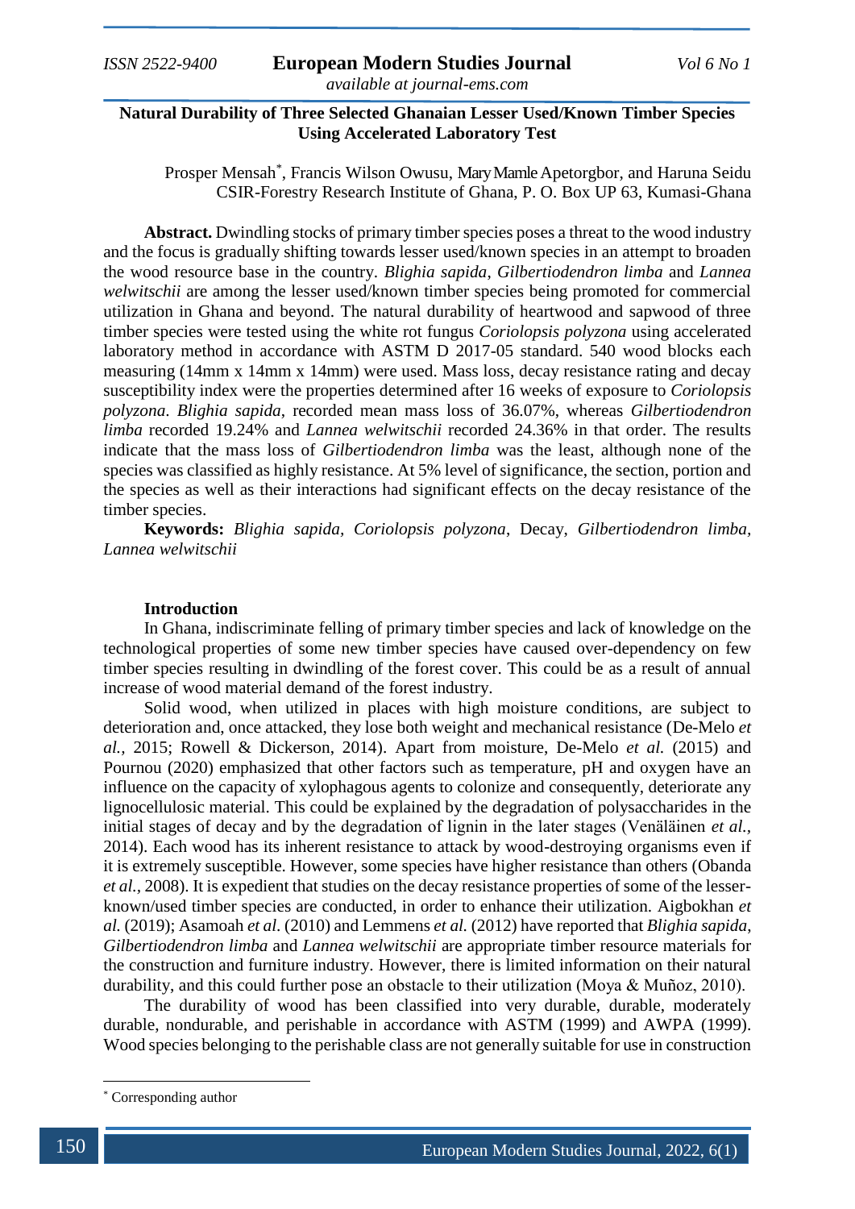# Natural Durability of Three Selected Ghanaian Lesser Used/Known Timber Species Using Accelerated Laboratory Test

Prosper Mensah*, Francis Wilson Owusu, Mary Mamle Apetorgbor, and Haruna Seidu
CSIR-Forestry Research Institute of Ghana, P. O. Box UP 63, Kumasi-Ghana

**Abstract.** Dwindling stocks of primary timber species poses a threat to the wood industry and the focus is gradually shifting towards lesser used/known species in an attempt to broaden the wood resource base in the country. *Blighia sapida*, *Gilbertiodendron limba* and *Lannea welwitschii* are among the lesser used/known timber species being promoted for commercial utilization in Ghana and beyond. The natural durability of heartwood and sapwood of three timber species were tested using the white rot fungus *Coriolopsis polyzona* using accelerated laboratory method in accordance with ASTM D 2017-05 standard. 540 wood blocks each measuring (14mm x 14mm x 14mm) were used. Mass loss, decay resistance rating and decay susceptibility index were the properties determined after 16 weeks of exposure to *Coriolopsis polyzona*. *Blighia sapida*, recorded mean mass loss of 36.07%, whereas *Gilbertiodendron limba* recorded 19.24% and *Lannea welwitschii* recorded 24.36% in that order. The results indicate that the mass loss of *Gilbertiodendron limba* was the least, although none of the species was classified as highly resistance. At 5% level of significance, the section, portion and the species as well as their interactions had significant effects on the decay resistance of the timber species.

**Keywords:** *Blighia sapida, Coriolopsis polyzona,* Decay, *Gilbertiodendron limba, Lannea welwitschii*

## Introduction

In Ghana, indiscriminate felling of primary timber species and lack of knowledge on the technological properties of some new timber species have caused over-dependency on few timber species resulting in dwindling of the forest cover. This could be as a result of annual increase of wood material demand of the forest industry.

Solid wood, when utilized in places with high moisture conditions, are subject to deterioration and, once attacked, they lose both weight and mechanical resistance (De-Melo *et al.*, 2015; Rowell & Dickerson, 2014). Apart from moisture, De-Melo *et al.* (2015) and Pournou (2020) emphasized that other factors such as temperature, pH and oxygen have an influence on the capacity of xylophagous agents to colonize and consequently, deteriorate any lignocellulosic material. This could be explained by the degradation of polysaccharides in the initial stages of decay and by the degradation of lignin in the later stages (Venäläinen *et al.*, 2014). Each wood has its inherent resistance to attack by wood-destroying organisms even if it is extremely susceptible. However, some species have higher resistance than others (Obanda *et al.*, 2008). It is expedient that studies on the decay resistance properties of some of the lesser-known/used timber species are conducted, in order to enhance their utilization. Aigbokhan *et al.* (2019); Asamoah *et al.* (2010) and Lemmens *et al.* (2012) have reported that *Blighia sapida*, *Gilbertiodendron limba* and *Lannea welwitschii* are appropriate timber resource materials for the construction and furniture industry. However, there is limited information on their natural durability, and this could further pose an obstacle to their utilization (Moya & Muñoz, 2010).

The durability of wood has been classified into very durable, durable, moderately durable, nondurable, and perishable in accordance with ASTM (1999) and AWPA (1999). Wood species belonging to the perishable class are not generally suitable for use in construction

* Corresponding author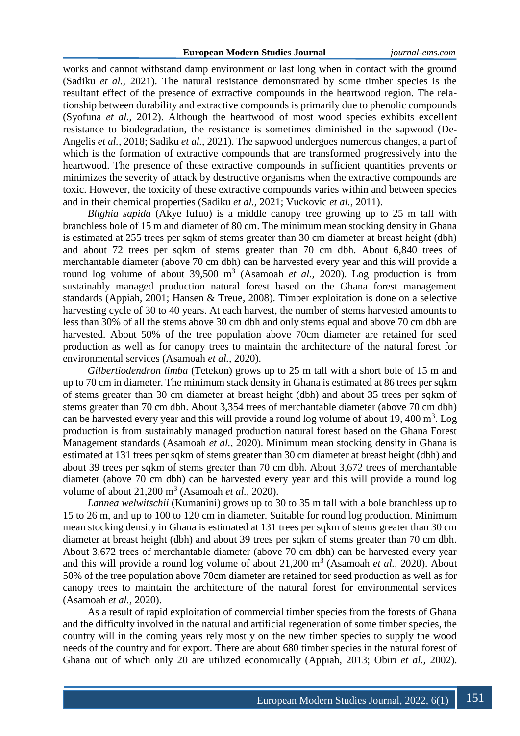works and cannot withstand damp environment or last long when in contact with the ground (Sadiku *et al.,* 2021). The natural resistance demonstrated by some timber species is the resultant effect of the presence of extractive compounds in the heartwood region. The relationship between durability and extractive compounds is primarily due to phenolic compounds (Syofuna *et al.,* 2012). Although the heartwood of most wood species exhibits excellent resistance to biodegradation, the resistance is sometimes diminished in the sapwood (De-Angelis *et al.,* 2018; Sadiku *et al.,* 2021). The sapwood undergoes numerous changes, a part of which is the formation of extractive compounds that are transformed progressively into the heartwood. The presence of these extractive compounds in sufficient quantities prevents or minimizes the severity of attack by destructive organisms when the extractive compounds are toxic. However, the toxicity of these extractive compounds varies within and between species and in their chemical properties (Sadiku *et al.,* 2021; Vuckovic *et al.,* 2011).

*Blighia sapida* (Akye fufuo) is a middle canopy tree growing up to 25 m tall with branchless bole of 15 m and diameter of 80 cm. The minimum mean stocking density in Ghana is estimated at 255 trees per sqkm of stems greater than 30 cm diameter at breast height (dbh) and about 72 trees per sqkm of stems greater than 70 cm dbh. About 6,840 trees of merchantable diameter (above 70 cm dbh) can be harvested every year and this will provide a round log volume of about 39,500 $m^3$ (Asamoah *et al.,* 2020). Log production is from sustainably managed production natural forest based on the Ghana forest management standards (Appiah, 2001; Hansen & Treue, 2008). Timber exploitation is done on a selective harvesting cycle of 30 to 40 years. At each harvest, the number of stems harvested amounts to less than 30% of all the stems above 30 cm dbh and only stems equal and above 70 cm dbh are harvested. About 50% of the tree population above 70cm diameter are retained for seed production as well as for canopy trees to maintain the architecture of the natural forest for environmental services (Asamoah *et al.,* 2020).

*Gilbertiodendron limba* (Tetekon) grows up to 25 m tall with a short bole of 15 m and up to 70 cm in diameter. The minimum stack density in Ghana is estimated at 86 trees per sqkm of stems greater than 30 cm diameter at breast height (dbh) and about 35 trees per sqkm of stems greater than 70 cm dbh. About 3,354 trees of merchantable diameter (above 70 cm dbh) can be harvested every year and this will provide a round log volume of about 19, 400 $m^3$. Log production is from sustainably managed production natural forest based on the Ghana Forest Management standards (Asamoah *et al.,* 2020). Minimum mean stocking density in Ghana is estimated at 131 trees per sqkm of stems greater than 30 cm diameter at breast height (dbh) and about 39 trees per sqkm of stems greater than 70 cm dbh. About 3,672 trees of merchantable diameter (above 70 cm dbh) can be harvested every year and this will provide a round log volume of about 21,200 $m^3$ (Asamoah *et al.,* 2020).

*Lannea welwitschii* (Kumanini) grows up to 30 to 35 m tall with a bole branchless up to 15 to 26 m, and up to 100 to 120 cm in diameter. Suitable for round log production. Minimum mean stocking density in Ghana is estimated at 131 trees per sqkm of stems greater than 30 cm diameter at breast height (dbh) and about 39 trees per sqkm of stems greater than 70 cm dbh. About 3,672 trees of merchantable diameter (above 70 cm dbh) can be harvested every year and this will provide a round log volume of about 21,200 $m^3$ (Asamoah *et al.,* 2020). About 50% of the tree population above 70cm diameter are retained for seed production as well as for canopy trees to maintain the architecture of the natural forest for environmental services (Asamoah *et al.,* 2020).

As a result of rapid exploitation of commercial timber species from the forests of Ghana and the difficulty involved in the natural and artificial regeneration of some timber species, the country will in the coming years rely mostly on the new timber species to supply the wood needs of the country and for export. There are about 680 timber species in the natural forest of Ghana out of which only 20 are utilized economically (Appiah, 2013; Obiri *et al.,* 2002).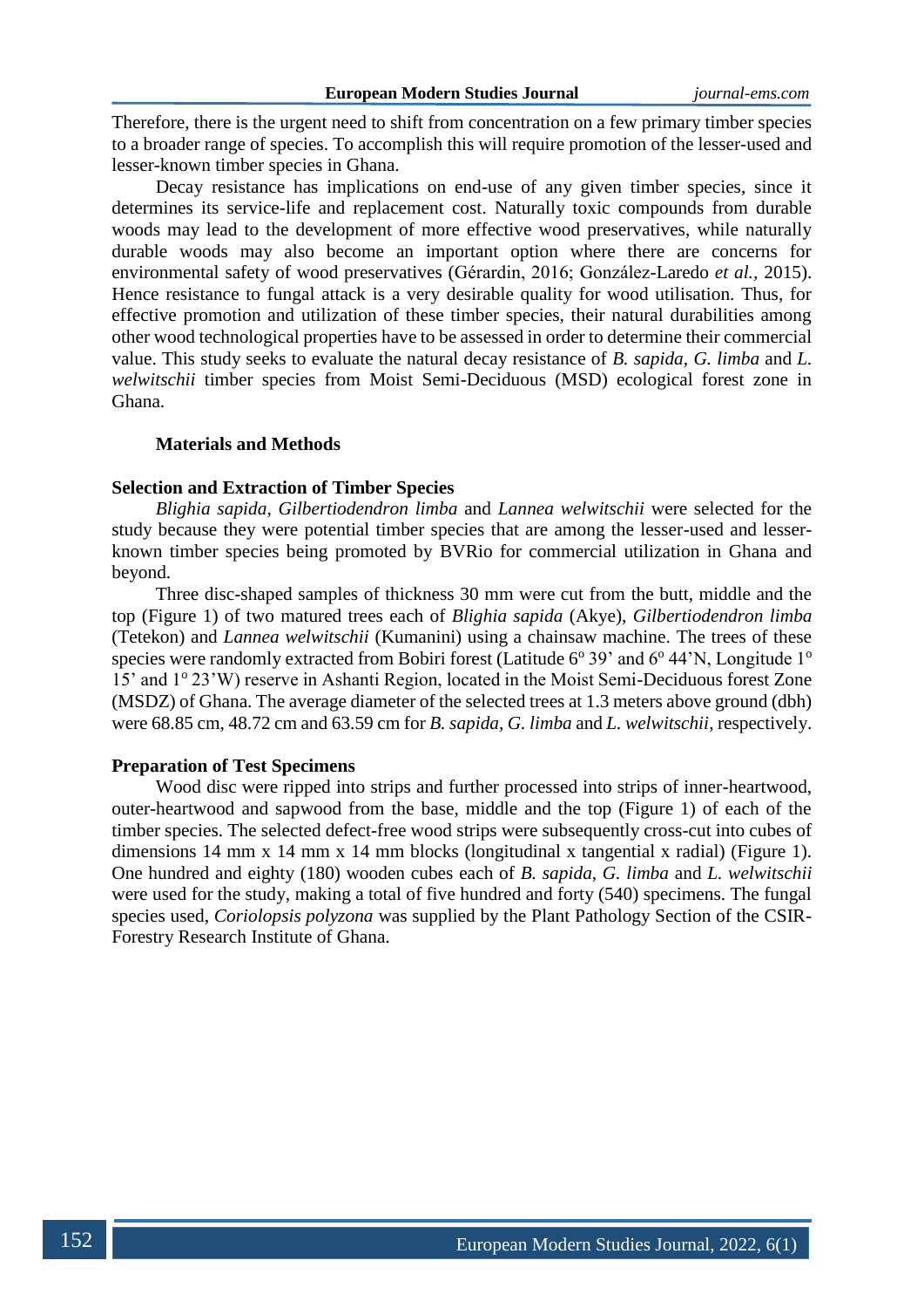Therefore, there is the urgent need to shift from concentration on a few primary timber species to a broader range of species. To accomplish this will require promotion of the lesser-used and lesser-known timber species in Ghana.

Decay resistance has implications on end-use of any given timber species, since it determines its service-life and replacement cost. Naturally toxic compounds from durable woods may lead to the development of more effective wood preservatives, while naturally durable woods may also become an important option where there are concerns for environmental safety of wood preservatives (Gérardin, 2016; González-Laredo *et al.*, 2015). Hence resistance to fungal attack is a very desirable quality for wood utilisation. Thus, for effective promotion and utilization of these timber species, their natural durabilities among other wood technological properties have to be assessed in order to determine their commercial value. This study seeks to evaluate the natural decay resistance of *B. sapida*, *G. limba* and *L. welwitschii* timber species from Moist Semi-Deciduous (MSD) ecological forest zone in Ghana.

## Materials and Methods

### Selection and Extraction of Timber Species

*Blighia sapida*, *Gilbertiodendron limba* and *Lannea welwitschii* were selected for the study because they were potential timber species that are among the lesser-used and lesser-known timber species being promoted by BVRio for commercial utilization in Ghana and beyond.

Three disc-shaped samples of thickness 30 mm were cut from the butt, middle and the top (Figure 1) of two matured trees each of *Blighia sapida* (Akye), *Gilbertiodendron limba* (Tetekon) and *Lannea welwitschii* (Kumanini) using a chainsaw machine. The trees of these species were randomly extracted from Bobiri forest (Latitude 6º 39' and 6º 44'N, Longitude 1º 15' and 1º 23'W) reserve in Ashanti Region, located in the Moist Semi-Deciduous forest Zone (MSDZ) of Ghana. The average diameter of the selected trees at 1.3 meters above ground (dbh) were 68.85 cm, 48.72 cm and 63.59 cm for *B. sapida*, *G. limba* and *L. welwitschii*, respectively.

### Preparation of Test Specimens

Wood disc were ripped into strips and further processed into strips of inner-heartwood, outer-heartwood and sapwood from the base, middle and the top (Figure 1) of each of the timber species. The selected defect-free wood strips were subsequently cross-cut into cubes of dimensions 14 mm x 14 mm x 14 mm blocks (longitudinal x tangential x radial) (Figure 1). One hundred and eighty (180) wooden cubes each of *B. sapida*, *G. limba* and *L. welwitschii* were used for the study, making a total of five hundred and forty (540) specimens. The fungal species used, *Coriolopsis polyzona* was supplied by the Plant Pathology Section of the CSIR-Forestry Research Institute of Ghana.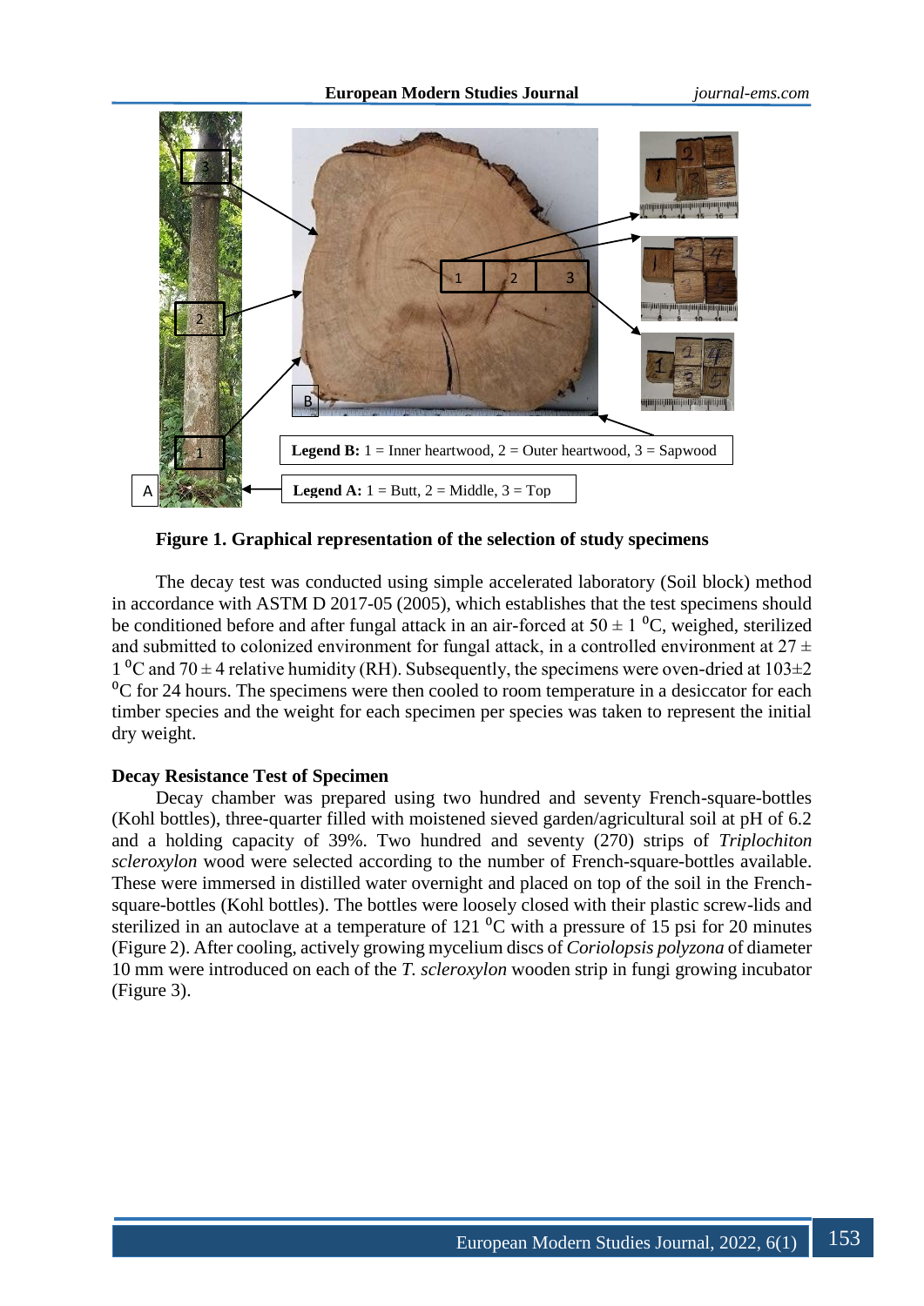**Legend B:** 1 = Inner heartwood, 2 = Outer heartwood, 3 = Sapwood

**Legend A:** 1 = Butt, 2 = Middle, 3 = Top

**Figure 1. Graphical representation of the selection of study specimens**

The decay test was conducted using simple accelerated laboratory (Soil block) method in accordance with ASTM D 2017-05 (2005), which establishes that the test specimens should be conditioned before and after fungal attack in an air-forced at 50 ± 1 $^0$C, weighed, sterilized and submitted to colonized environment for fungal attack, in a controlled environment at 27 ± 1 $^0$C and 70 ± 4 relative humidity (RH). Subsequently, the specimens were oven-dried at 103±2 $^0$C for 24 hours. The specimens were then cooled to room temperature in a desiccator for each timber species and the weight for each specimen per species was taken to represent the initial dry weight.

**Decay Resistance Test of Specimen**

Decay chamber was prepared using two hundred and seventy French-square-bottles (Kohl bottles), three-quarter filled with moistened sieved garden/agricultural soil at pH of 6.2 and a holding capacity of 39%. Two hundred and seventy (270) strips of *Triplochiton scleroxylon* wood were selected according to the number of French-square-bottles available. These were immersed in distilled water overnight and placed on top of the soil in the French-square-bottles (Kohl bottles). The bottles were loosely closed with their plastic screw-lids and sterilized in an autoclave at a temperature of 121 $^0$C with a pressure of 15 psi for 20 minutes (Figure 2). After cooling, actively growing mycelium discs of *Coriolopsis polyzona* of diameter 10 mm were introduced on each of the *T. scleroxylon* wooden strip in fungi growing incubator (Figure 3).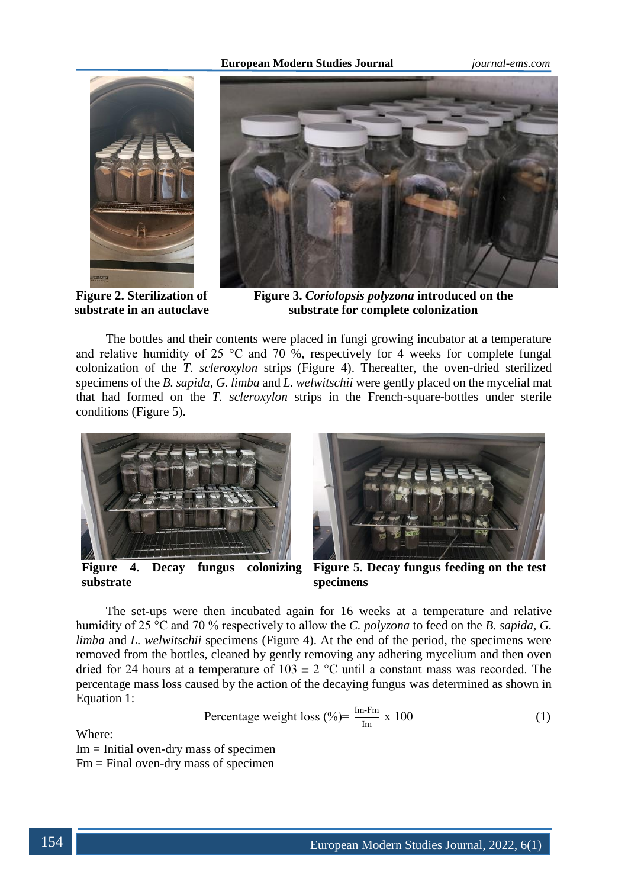**Figure 2. Sterilization of substrate in an autoclave**

**Figure 3. *Coriolopsis polyzona* introduced on the substrate for complete colonization**

The bottles and their contents were placed in fungi growing incubator at a temperature and relative humidity of 25 °C and 70 %, respectively for 4 weeks for complete fungal colonization of the *T. scleroxylon* strips (Figure 4). Thereafter, the oven-dried sterilized specimens of the *B. sapida*, *G. limba* and *L. welwitschii* were gently placed on the mycelial mat that had formed on the *T. scleroxylon* strips in the French-square-bottles under sterile conditions (Figure 5).

**Figure 4. Decay fungus colonizing substrate**

**Figure 5. Decay fungus feeding on the test specimens**

The set-ups were then incubated again for 16 weeks at a temperature and relative humidity of 25 °C and 70 % respectively to allow the *C. polyzona* to feed on the *B. sapida*, *G. limba* and *L. welwitschii* specimens (Figure 4). At the end of the period, the specimens were removed from the bottles, cleaned by gently removing any adhering mycelium and then oven dried for 24 hours at a temperature of 103 ± 2 °C until a constant mass was recorded. The percentage mass loss caused by the action of the decaying fungus was determined as shown in Equation 1:

$$\text{Percentage weight loss (\%)} = \frac{Im - Fm}{Im} \times 100 \quad (1)$$

Where:
Im = Initial oven-dry mass of specimen
Fm = Final oven-dry mass of specimen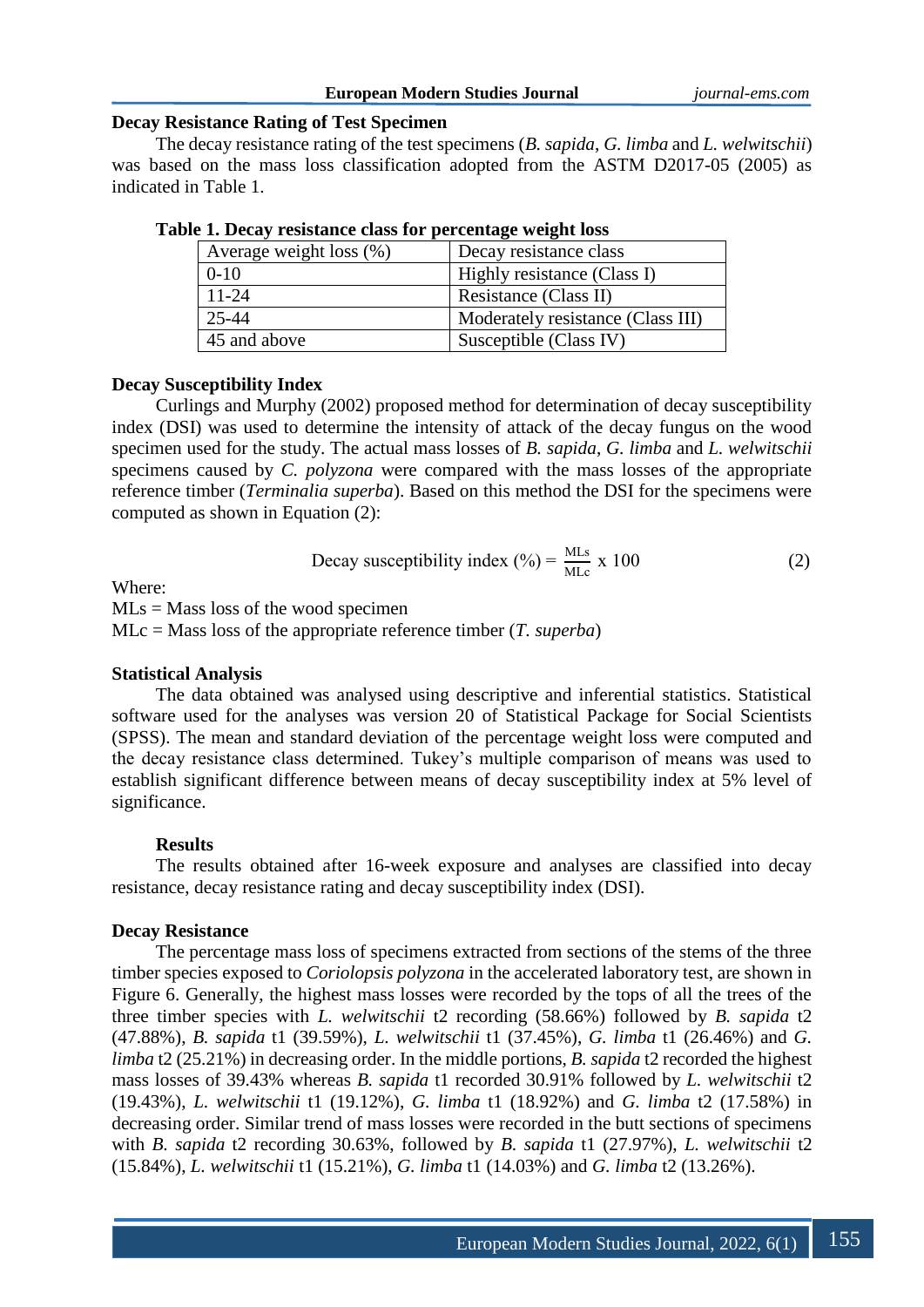### Decay Resistance Rating of Test Specimen

The decay resistance rating of the test specimens (*B. sapida*, *G. limba* and *L. welwitschii*) was based on the mass loss classification adopted from the ASTM D2017-05 (2005) as indicated in Table 1.

**Table 1. Decay resistance class for percentage weight loss**

| Average weight loss (%) | Decay resistance class |
|---|---|
| 0-10 | Highly resistance (Class I) |
| 11-24 | Resistance (Class II) |
| 25-44 | Moderately resistance (Class III) |
| 45 and above | Susceptible (Class IV) |

### Decay Susceptibility Index

Curlings and Murphy (2002) proposed method for determination of decay susceptibility index (DSI) was used to determine the intensity of attack of the decay fungus on the wood specimen used for the study. The actual mass losses of *B. sapida*, *G. limba* and *L. welwitschii* specimens caused by *C. polyzona* were compared with the mass losses of the appropriate reference timber (*Terminalia superba*). Based on this method the DSI for the specimens were computed as shown in Equation (2):

$$\text{Decay susceptibility index (\%)} = \frac{MLs}{MLc} \times 100 \quad (2)$$

Where:
MLs = Mass loss of the wood specimen
MLc = Mass loss of the appropriate reference timber (*T. superba*)

### Statistical Analysis

The data obtained was analysed using descriptive and inferential statistics. Statistical software used for the analyses was version 20 of Statistical Package for Social Scientists (SPSS). The mean and standard deviation of the percentage weight loss were computed and the decay resistance class determined. Tukey's multiple comparison of means was used to establish significant difference between means of decay susceptibility index at 5% level of significance.

## Results

The results obtained after 16-week exposure and analyses are classified into decay resistance, decay resistance rating and decay susceptibility index (DSI).

### Decay Resistance

The percentage mass loss of specimens extracted from sections of the stems of the three timber species exposed to *Coriolopsis polyzona* in the accelerated laboratory test, are shown in Figure 6. Generally, the highest mass losses were recorded by the tops of all the trees of the three timber species with *L. welwitschii* t2 recording (58.66%) followed by *B. sapida* t2 (47.88%), *B. sapida* t1 (39.59%), *L. welwitschii* t1 (37.45%), *G. limba* t1 (26.46%) and *G. limba* t2 (25.21%) in decreasing order. In the middle portions, *B. sapida* t2 recorded the highest mass losses of 39.43% whereas *B. sapida* t1 recorded 30.91% followed by *L. welwitschii* t2 (19.43%), *L. welwitschii* t1 (19.12%), *G. limba* t1 (18.92%) and *G. limba* t2 (17.58%) in decreasing order. Similar trend of mass losses were recorded in the butt sections of specimens with *B. sapida* t2 recording 30.63%, followed by *B. sapida* t1 (27.97%), *L. welwitschii* t2 (15.84%), *L. welwitschii* t1 (15.21%), *G. limba* t1 (14.03%) and *G. limba* t2 (13.26%).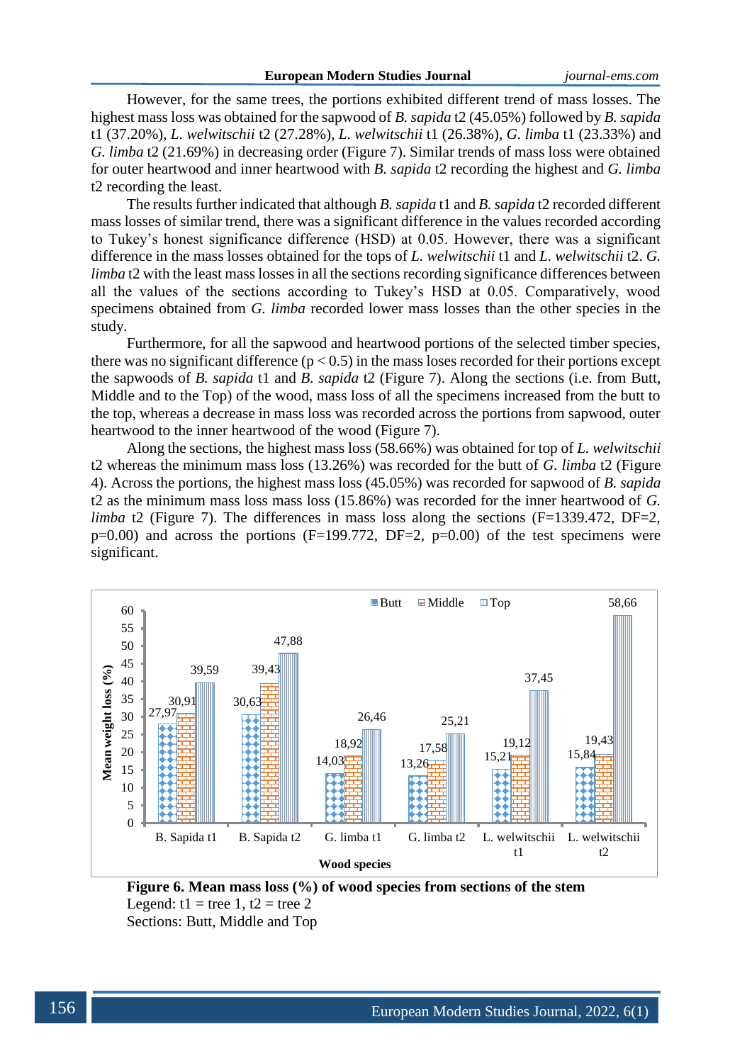However, for the same trees, the portions exhibited different trend of mass losses. The highest mass loss was obtained for the sapwood of *B. sapida* t2 (45.05%) followed by *B. sapida* t1 (37.20%), *L. welwitschii* t2 (27.28%), *L. welwitschii* t1 (26.38%), *G. limba* t1 (23.33%) and *G. limba* t2 (21.69%) in decreasing order (Figure 7). Similar trends of mass loss were obtained for outer heartwood and inner heartwood with *B. sapida* t2 recording the highest and *G. limba* t2 recording the least.

The results further indicated that although *B. sapida* t1 and *B. sapida* t2 recorded different mass losses of similar trend, there was a significant difference in the values recorded according to Tukey's honest significance difference (HSD) at 0.05. However, there was a significant difference in the mass losses obtained for the tops of *L. welwitschii* t1 and *L. welwitschii* t2. *G. limba* t2 with the least mass losses in all the sections recording significance differences between all the values of the sections according to Tukey's HSD at 0.05. Comparatively, wood specimens obtained from *G. limba* recorded lower mass losses than the other species in the study.

Furthermore, for all the sapwood and heartwood portions of the selected timber species, there was no significant difference ($p < 0.5$) in the mass loses recorded for their portions except the sapwoods of *B. sapida* t1 and *B. sapida* t2 (Figure 7). Along the sections (i.e. from Butt, Middle and to the Top) of the wood, mass loss of all the specimens increased from the butt to the top, whereas a decrease in mass loss was recorded across the portions from sapwood, outer heartwood to the inner heartwood of the wood (Figure 7).

Along the sections, the highest mass loss (58.66%) was obtained for top of *L. welwitschii* t2 whereas the minimum mass loss (13.26%) was recorded for the butt of *G. limba* t2 (Figure 4). Across the portions, the highest mass loss (45.05%) was recorded for sapwood of *B. sapida* t2 as the minimum mass loss mass loss (15.86%) was recorded for the inner heartwood of *G. limba* t2 (Figure 7). The differences in mass loss along the sections (F=1339.472, DF=2, p=0.00) and across the portions (F=199.772, DF=2, p=0.00) of the test specimens were significant.

| Wood species | Butt | Middle | Top |
|---|---|---|---|
| B. Sapida t1 | 27,97 | 30,91 | 39,59 |
| B. Sapida t2 | 30,63 | 39,43 | 47,88 |
| G. limba t1 | 14,03 | 18,92 | 26,46 |
| G. limba t2 | 13,26 | 17,58 | 25,21 |
| L. welwitschii t1 | 15,21 | 19,12 | 37,45 |
| L. welwitschii t2 | 15,84 | 19,43 | 58,66 |

**Figure 6. Mean mass loss (%) of wood species from sections of the stem**
Legend: t1 = tree 1, t2 = tree 2
Sections: Butt, Middle and Top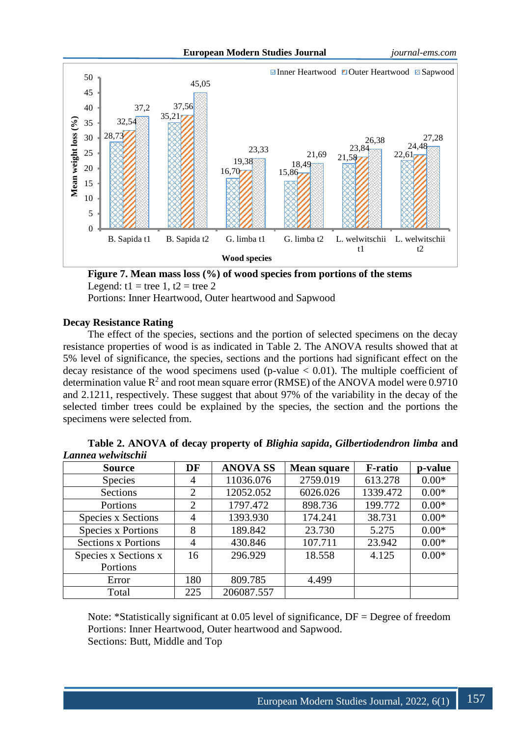**Figure 7. Mean mass loss (%) of wood species from portions of the stems**
Legend: t1 = tree 1, t2 = tree 2
Portions: Inner Heartwood, Outer heartwood and Sapwood

**Decay Resistance Rating**

The effect of the species, sections and the portion of selected specimens on the decay resistance properties of wood is as indicated in Table 2. The ANOVA results showed that at 5% level of significance, the species, sections and the portions had significant effect on the decay resistance of the wood specimens used (p-value < 0.01). The multiple coefficient of determination value $R^2$ and root mean square error (RMSE) of the ANOVA model were 0.9710 and 2.1211, respectively. These suggest that about 97% of the variability in the decay of the selected timber trees could be explained by the species, the section and the portions the specimens were selected from.

**Table 2. ANOVA of decay property of *Blighia sapida*, *Gilbertiodendron limba* and *Lannea welwitschii***

| Source | DF | ANOVA SS | Mean square | F-ratio | p-value |
|---|---|---|---|---|---|
| Species | 4 | 11036.076 | 2759.019 | 613.278 | 0.00* |
| Sections | 2 | 12052.052 | 6026.026 | 1339.472 | 0.00* |
| Portions | 2 | 1797.472 | 898.736 | 199.772 | 0.00* |
| Species x Sections | 4 | 1393.930 | 174.241 | 38.731 | 0.00* |
| Species x Portions | 8 | 189.842 | 23.730 | 5.275 | 0.00* |
| Sections x Portions | 4 | 430.846 | 107.711 | 23.942 | 0.00* |
| Species x Sections x Portions | 16 | 296.929 | 18.558 | 4.125 | 0.00* |
| Error | 180 | 809.785 | 4.499 | | |
| Total | 225 | 206087.557 | | | |

Note: *Statistically significant at 0.05 level of significance, DF = Degree of freedom
Portions: Inner Heartwood, Outer heartwood and Sapwood.
Sections: Butt, Middle and Top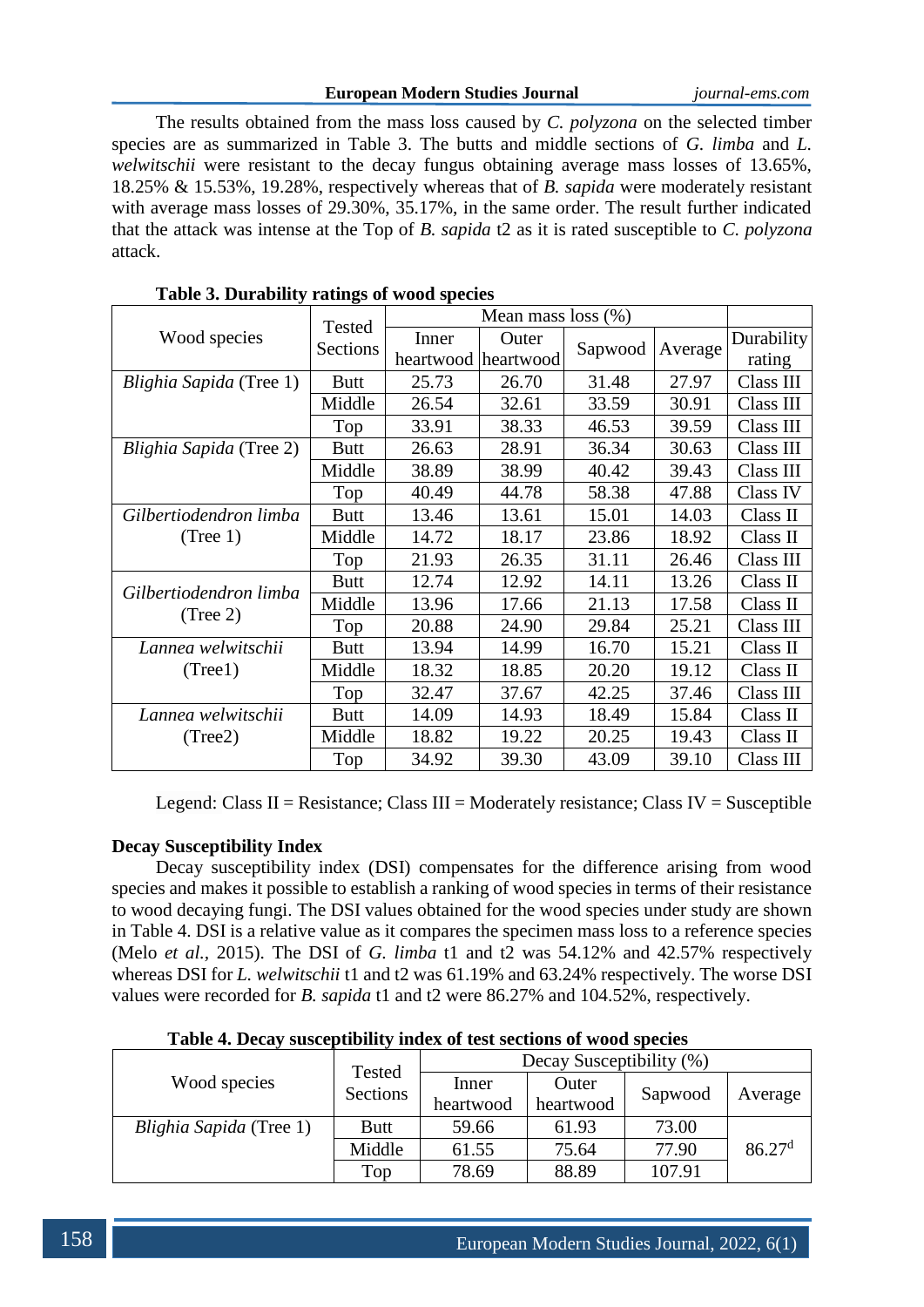The results obtained from the mass loss caused by *C. polyzona* on the selected timber species are as summarized in Table 3. The butts and middle sections of *G. limba* and *L. welwitschii* were resistant to the decay fungus obtaining average mass losses of 13.65%, 18.25% & 15.53%, 19.28%, respectively whereas that of *B. sapida* were moderately resistant with average mass losses of 29.30%, 35.17%, in the same order. The result further indicated that the attack was intense at the Top of *B. sapida* t2 as it is rated susceptible to *C. polyzona* attack.

**Table 3. Durability ratings of wood species**

| Wood species | Tested Sections | Mean mass loss (%) | | | | Durability rating |
|---|---|---|---|---|---|---|
| | | Inner heartwood | Outer heartwood | Sapwood | Average | |
| *Blighia Sapida* (Tree 1) | Butt | 25.73 | 26.70 | 31.48 | 27.97 | Class III |
| | Middle | 26.54 | 32.61 | 33.59 | 30.91 | Class III |
| | Top | 33.91 | 38.33 | 46.53 | 39.59 | Class III |
| *Blighia Sapida* (Tree 2) | Butt | 26.63 | 28.91 | 36.34 | 30.63 | Class III |
| | Middle | 38.89 | 38.99 | 40.42 | 39.43 | Class III |
| | Top | 40.49 | 44.78 | 58.38 | 47.88 | Class IV |
| *Gilbertiodendron limba* (Tree 1) | Butt | 13.46 | 13.61 | 15.01 | 14.03 | Class II |
| | Middle | 14.72 | 18.17 | 23.86 | 18.92 | Class II |
| | Top | 21.93 | 26.35 | 31.11 | 26.46 | Class III |
| *Gilbertiodendron limba* (Tree 2) | Butt | 12.74 | 12.92 | 14.11 | 13.26 | Class II |
| | Middle | 13.96 | 17.66 | 21.13 | 17.58 | Class II |
| | Top | 20.88 | 24.90 | 29.84 | 25.21 | Class III |
| *Lannea welwitschii* (Tree1) | Butt | 13.94 | 14.99 | 16.70 | 15.21 | Class II |
| | Middle | 18.32 | 18.85 | 20.20 | 19.12 | Class II |
| | Top | 32.47 | 37.67 | 42.25 | 37.46 | Class III |
| *Lannea welwitschii* (Tree2) | Butt | 14.09 | 14.93 | 18.49 | 15.84 | Class II |
| | Middle | 18.82 | 19.22 | 20.25 | 19.43 | Class II |
| | Top | 34.92 | 39.30 | 43.09 | 39.10 | Class III |

Legend: Class II = Resistance; Class III = Moderately resistance; Class IV = Susceptible

**Decay Susceptibility Index**

Decay susceptibility index (DSI) compensates for the difference arising from wood species and makes it possible to establish a ranking of wood species in terms of their resistance to wood decaying fungi. The DSI values obtained for the wood species under study are shown in Table 4. DSI is a relative value as it compares the specimen mass loss to a reference species (Melo *et al.*, 2015). The DSI of *G. limba* t1 and t2 was 54.12% and 42.57% respectively whereas DSI for *L. welwitschii* t1 and t2 was 61.19% and 63.24% respectively. The worse DSI values were recorded for *B. sapida* t1 and t2 were 86.27% and 104.52%, respectively.

**Table 4. Decay susceptibility index of test sections of wood species**

| Wood species | Tested Sections | Decay Susceptibility (%) | | | |
|---|---|---|---|---|---|
| | | Inner heartwood | Outer heartwood | Sapwood | Average |
| *Blighia Sapida* (Tree 1) | Butt | 59.66 | 61.93 | 73.00 | $86.27^{d}$ |
| | Middle | 61.55 | 75.64 | 77.90 | |
| | Top | 78.69 | 88.89 | 107.91 | |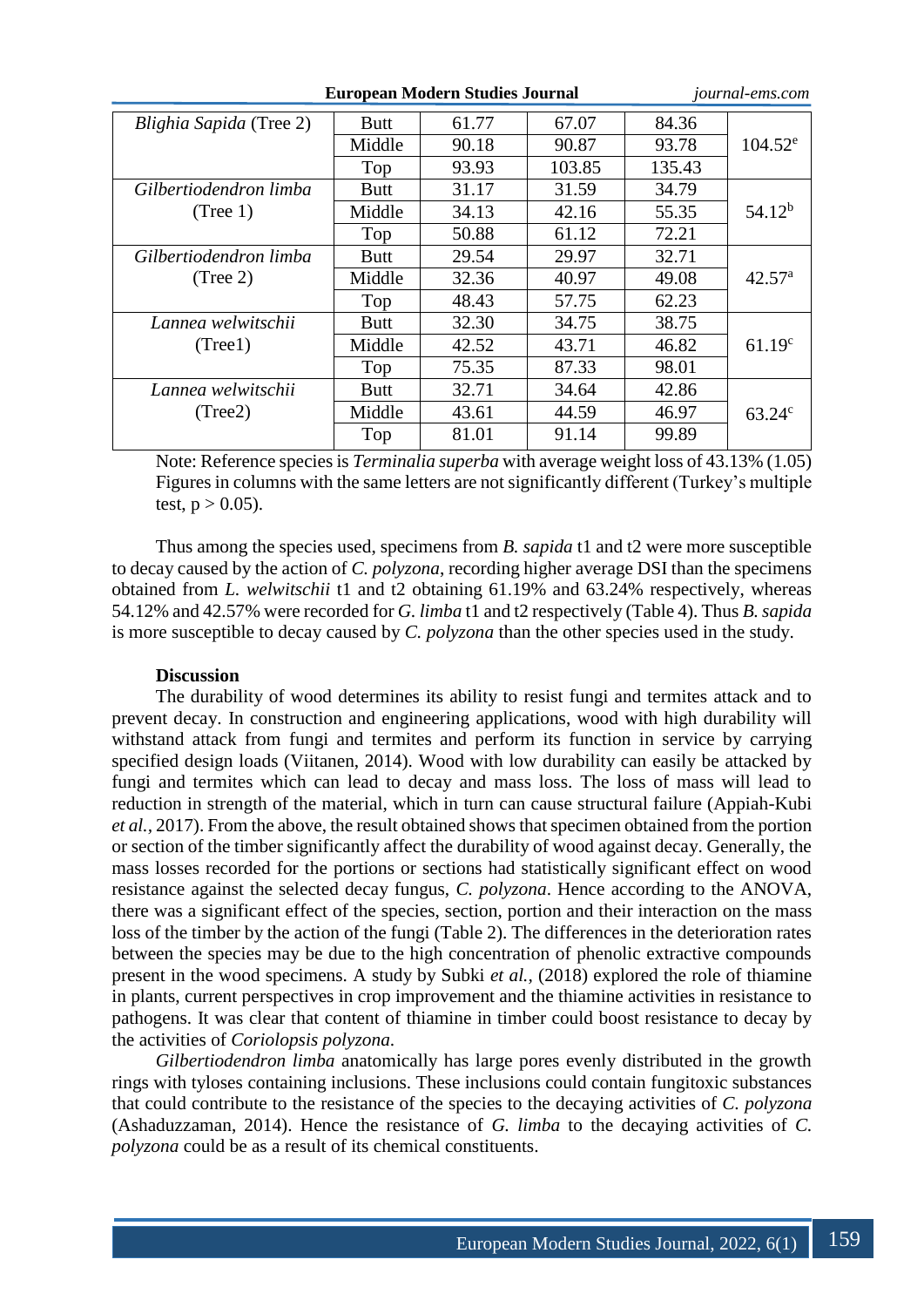| | | | | | |
|---|---|---|---|---|---|
| *Blighia Sapida* (Tree 2) | Butt | 61.77 | 67.07 | 84.36 | 104.52[e] |
| | Middle | 90.18 | 90.87 | 93.78 | |
| | Top | 93.93 | 103.85 | 135.43 | |
| *Gilbertiodendron limba* (Tree 1) | Butt | 31.17 | 31.59 | 34.79 | 54.12[b] |
| | Middle | 34.13 | 42.16 | 55.35 | |
| | Top | 50.88 | 61.12 | 72.21 | |
| *Gilbertiodendron limba* (Tree 2) | Butt | 29.54 | 29.97 | 32.71 | 42.57[a] |
| | Middle | 32.36 | 40.97 | 49.08 | |
| | Top | 48.43 | 57.75 | 62.23 | |
| *Lannea welwitschii* (Tree1) | Butt | 32.30 | 34.75 | 38.75 | 61.19[c] |
| | Middle | 42.52 | 43.71 | 46.82 | |
| | Top | 75.35 | 87.33 | 98.01 | |
| *Lannea welwitschii* (Tree2) | Butt | 32.71 | 34.64 | 42.86 | 63.24[c] |
| | Middle | 43.61 | 44.59 | 46.97 | |
| | Top | 81.01 | 91.14 | 99.89 | |

Note: Reference species is *Terminalia superba* with average weight loss of 43.13% (1.05) Figures in columns with the same letters are not significantly different (Turkey's multiple test, $p > 0.05$).

Thus among the species used, specimens from *B. sapida* t1 and t2 were more susceptible to decay caused by the action of *C. polyzona*, recording higher average DSI than the specimens obtained from *L. welwitschii* t1 and t2 obtaining 61.19% and 63.24% respectively, whereas 54.12% and 42.57% were recorded for *G. limba* t1 and t2 respectively (Table 4). Thus *B. sapida* is more susceptible to decay caused by *C. polyzona* than the other species used in the study.

## Discussion

The durability of wood determines its ability to resist fungi and termites attack and to prevent decay. In construction and engineering applications, wood with high durability will withstand attack from fungi and termites and perform its function in service by carrying specified design loads (Viitanen, 2014). Wood with low durability can easily be attacked by fungi and termites which can lead to decay and mass loss. The loss of mass will lead to reduction in strength of the material, which in turn can cause structural failure (Appiah-Kubi *et al.*, 2017). From the above, the result obtained shows that specimen obtained from the portion or section of the timber significantly affect the durability of wood against decay. Generally, the mass losses recorded for the portions or sections had statistically significant effect on wood resistance against the selected decay fungus, *C. polyzona*. Hence according to the ANOVA, there was a significant effect of the species, section, portion and their interaction on the mass loss of the timber by the action of the fungi (Table 2). The differences in the deterioration rates between the species may be due to the high concentration of phenolic extractive compounds present in the wood specimens. A study by Subki *et al.,* (2018) explored the role of thiamine in plants, current perspectives in crop improvement and the thiamine activities in resistance to pathogens. It was clear that content of thiamine in timber could boost resistance to decay by the activities of *Coriolopsis polyzona*.

*Gilbertiodendron limba* anatomically has large pores evenly distributed in the growth rings with tyloses containing inclusions. These inclusions could contain fungitoxic substances that could contribute to the resistance of the species to the decaying activities of *C. polyzona* (Ashaduzzaman, 2014). Hence the resistance of *G. limba* to the decaying activities of *C. polyzona* could be as a result of its chemical constituents.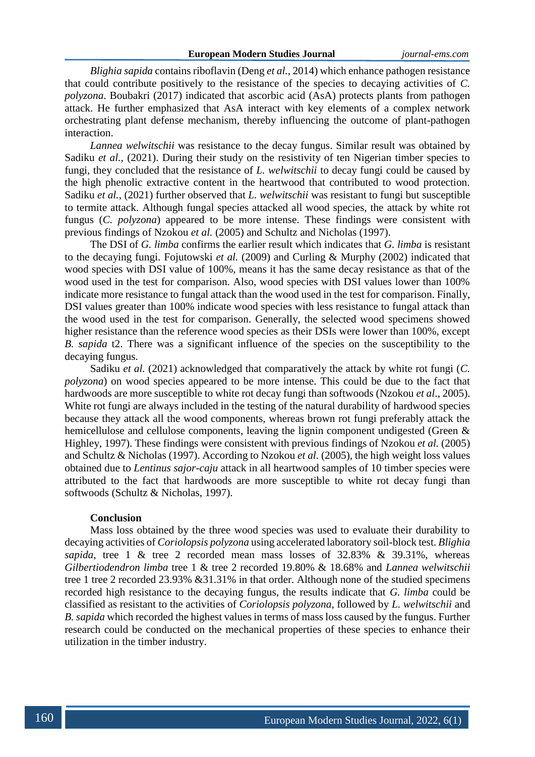*Blighia sapida* contains riboflavin (Deng *et al.*, 2014) which enhance pathogen resistance that could contribute positively to the resistance of the species to decaying activities of *C. polyzona*. Boubakri (2017) indicated that ascorbic acid (AsA) protects plants from pathogen attack. He further emphasized that AsA interact with key elements of a complex network orchestrating plant defense mechanism, thereby influencing the outcome of plant-pathogen interaction.

*Lannea welwitschii* was resistance to the decay fungus. Similar result was obtained by Sadiku *et al.*, (2021). During their study on the resistivity of ten Nigerian timber species to fungi, they concluded that the resistance of *L. welwitschii* to decay fungi could be caused by the high phenolic extractive content in the heartwood that contributed to wood protection. Sadiku *et al.*, (2021) further observed that *L. welwitschii* was resistant to fungi but susceptible to termite attack. Although fungal species attacked all wood species, the attack by white rot fungus (*C. polyzona*) appeared to be more intense. These findings were consistent with previous findings of Nzokou *et al.* (2005) and Schultz and Nicholas (1997).

The DSI of *G. limba* confirms the earlier result which indicates that *G. limba* is resistant to the decaying fungi. Fojutowski *et al.* (2009) and Curling & Murphy (2002) indicated that wood species with DSI value of 100%, means it has the same decay resistance as that of the wood used in the test for comparison. Also, wood species with DSI values lower than 100% indicate more resistance to fungal attack than the wood used in the test for comparison. Finally, DSI values greater than 100% indicate wood species with less resistance to fungal attack than the wood used in the test for comparison. Generally, the selected wood specimens showed higher resistance than the reference wood species as their DSIs were lower than 100%, except *B. sapida* t2. There was a significant influence of the species on the susceptibility to the decaying fungus.

Sadiku *et al.* (2021) acknowledged that comparatively the attack by white rot fungi (*C. polyzona*) on wood species appeared to be more intense. This could be due to the fact that hardwoods are more susceptible to white rot decay fungi than softwoods (Nzokou *et al*., 2005). White rot fungi are always included in the testing of the natural durability of hardwood species because they attack all the wood components, whereas brown rot fungi preferably attack the hemicellulose and cellulose components, leaving the lignin component undigested (Green & Highley, 1997). These findings were consistent with previous findings of Nzokou *et al.* (2005) and Schultz & Nicholas (1997). According to Nzokou *et al*. (2005), the high weight loss values obtained due to *Lentinus sajor-caju* attack in all heartwood samples of 10 timber species were attributed to the fact that hardwoods are more susceptible to white rot decay fungi than softwoods (Schultz & Nicholas, 1997).

**Conclusion**

Mass loss obtained by the three wood species was used to evaluate their durability to decaying activities of *Coriolopsis polyzona* using accelerated laboratory soil-block test. *Blighia sapida*, tree 1 & tree 2 recorded mean mass losses of 32.83% & 39.31%, whereas *Gilbertiodendron limba* tree 1 & tree 2 recorded 19.80% & 18.68% and *Lannea welwitschii* tree 1 tree 2 recorded 23.93% &31.31% in that order. Although none of the studied specimens recorded high resistance to the decaying fungus, the results indicate that *G. limba* could be classified as resistant to the activities of *Coriolopsis polyzona*, followed by *L. welwitschii* and *B. sapida* which recorded the highest values in terms of mass loss caused by the fungus. Further research could be conducted on the mechanical properties of these species to enhance their utilization in the timber industry.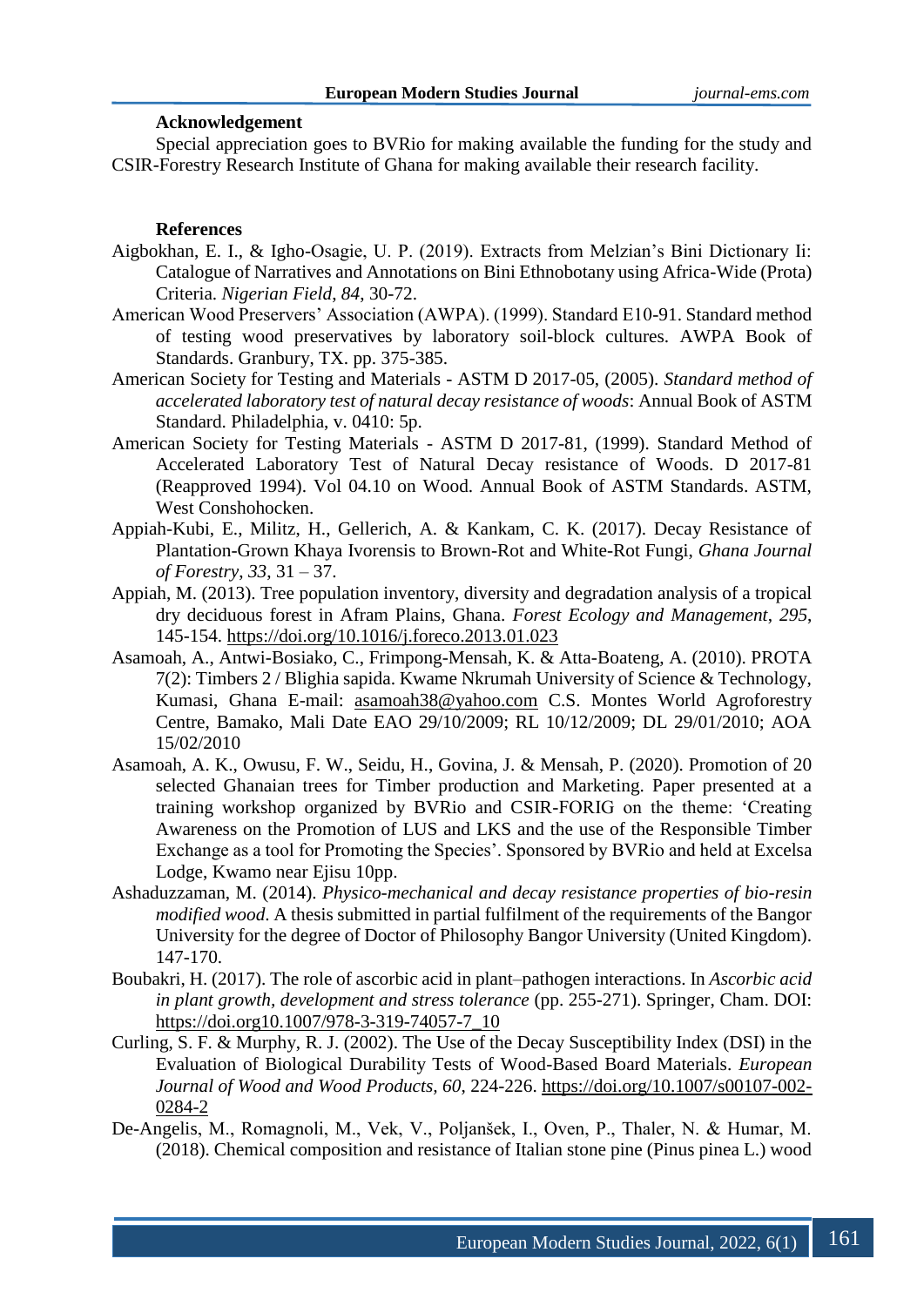**Acknowledgement**

Special appreciation goes to BVRio for making available the funding for the study and CSIR-Forestry Research Institute of Ghana for making available their research facility.

**References**

Aigbokhan, E. I., & Igho-Osagie, U. P. (2019). Extracts from Melzian's Bini Dictionary Ii: Catalogue of Narratives and Annotations on Bini Ethnobotany using Africa-Wide (Prota) Criteria. *Nigerian Field*, *84*, 30-72.

American Wood Preservers' Association (AWPA). (1999). Standard E10-91. Standard method of testing wood preservatives by laboratory soil-block cultures. AWPA Book of Standards. Granbury, TX. pp. 375-385.

American Society for Testing and Materials - ASTM D 2017-05, (2005). *Standard method of accelerated laboratory test of natural decay resistance of woods*: Annual Book of ASTM Standard. Philadelphia, v. 0410: 5p.

American Society for Testing Materials - ASTM D 2017-81, (1999). Standard Method of Accelerated Laboratory Test of Natural Decay resistance of Woods. D 2017-81 (Reapproved 1994). Vol 04.10 on Wood. Annual Book of ASTM Standards. ASTM, West Conshohocken.

Appiah-Kubi, E., Militz, H., Gellerich, A. & Kankam, C. K. (2017). Decay Resistance of Plantation-Grown Khaya Ivorensis to Brown-Rot and White-Rot Fungi, *Ghana Journal of Forestry*, *33*, 31 – 37.

Appiah, M. (2013). Tree population inventory, diversity and degradation analysis of a tropical dry deciduous forest in Afram Plains, Ghana. *Forest Ecology and Management*, *295*, 145-154. https://doi.org/10.1016/j.foreco.2013.01.023

Asamoah, A., Antwi-Bosiako, C., Frimpong-Mensah, K. & Atta-Boateng, A. (2010). PROTA 7(2): Timbers 2 / Blighia sapida. Kwame Nkrumah University of Science & Technology, Kumasi, Ghana E-mail: asamoah38@yahoo.com C.S. Montes World Agroforestry Centre, Bamako, Mali Date EAO 29/10/2009; RL 10/12/2009; DL 29/01/2010; AOA 15/02/2010

Asamoah, A. K., Owusu, F. W., Seidu, H., Govina, J. & Mensah, P. (2020). Promotion of 20 selected Ghanaian trees for Timber production and Marketing. Paper presented at a training workshop organized by BVRio and CSIR-FORIG on the theme: 'Creating Awareness on the Promotion of LUS and LKS and the use of the Responsible Timber Exchange as a tool for Promoting the Species'. Sponsored by BVRio and held at Excelsa Lodge, Kwamo near Ejisu 10pp.

Ashaduzzaman, M. (2014). *Physico-mechanical and decay resistance properties of bio-resin modified wood*. A thesis submitted in partial fulfilment of the requirements of the Bangor University for the degree of Doctor of Philosophy Bangor University (United Kingdom). 147-170.

Boubakri, H. (2017). The role of ascorbic acid in plant–pathogen interactions. In *Ascorbic acid in plant growth, development and stress tolerance* (pp. 255-271). Springer, Cham. DOI: https://doi.org10.1007/978-3-319-74057-7_10

Curling, S. F. & Murphy, R. J. (2002). The Use of the Decay Susceptibility Index (DSI) in the Evaluation of Biological Durability Tests of Wood-Based Board Materials. *European Journal of Wood and Wood Products, 60*, 224-226. https://doi.org/10.1007/s00107-002-0284-2

De-Angelis, M., Romagnoli, M., Vek, V., Poljanšek, I., Oven, P., Thaler, N. & Humar, M. (2018). Chemical composition and resistance of Italian stone pine (Pinus pinea L.) wood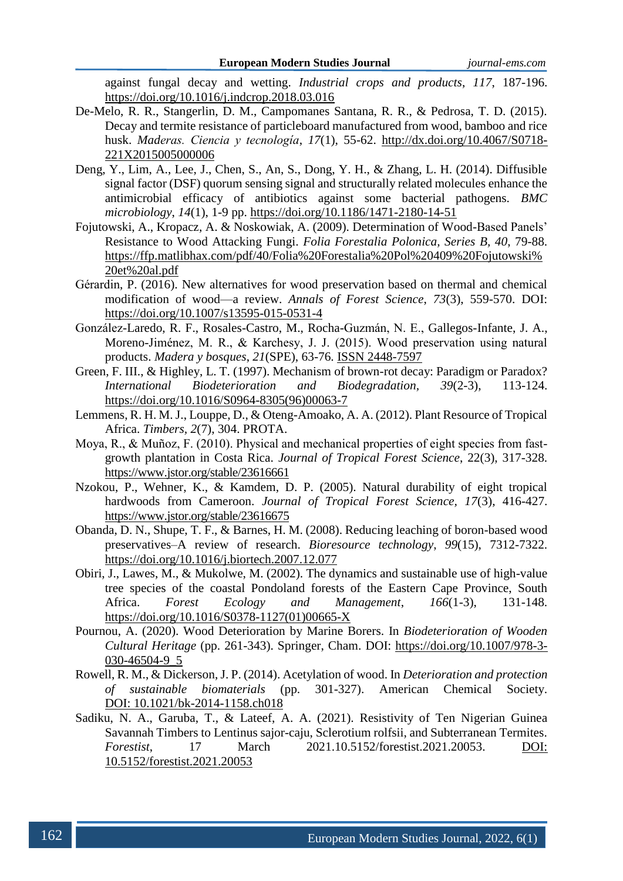against fungal decay and wetting. *Industrial crops and products*, *117*, 187-196. https://doi.org/10.1016/j.indcrop.2018.03.016

De-Melo, R. R., Stangerlin, D. M., Campomanes Santana, R. R., & Pedrosa, T. D. (2015). Decay and termite resistance of particleboard manufactured from wood, bamboo and rice husk. *Maderas. Ciencia y tecnología*, *17*(1), 55-62. http://dx.doi.org/10.4067/S0718-221X2015005000006

Deng, Y., Lim, A., Lee, J., Chen, S., An, S., Dong, Y. H., & Zhang, L. H. (2014). Diffusible signal factor (DSF) quorum sensing signal and structurally related molecules enhance the antimicrobial efficacy of antibiotics against some bacterial pathogens. *BMC microbiology*, *14*(1), 1-9 pp. https://doi.org/10.1186/1471-2180-14-51

Fojutowski, A., Kropacz, A. & Noskowiak, A. (2009). Determination of Wood-Based Panels' Resistance to Wood Attacking Fungi. *Folia Forestalia Polonica, Series B, 40*, 79-88. https://ffp.matlibhax.com/pdf/40/Folia%20Forestalia%20Pol%20409%20Fojutowski%20et%20al.pdf

Gérardin, P. (2016). New alternatives for wood preservation based on thermal and chemical modification of wood—a review. *Annals of Forest Science*, *73*(3), 559-570. DOI: https://doi.org/10.1007/s13595-015-0531-4

González-Laredo, R. F., Rosales-Castro, M., Rocha-Guzmán, N. E., Gallegos-Infante, J. A., Moreno-Jiménez, M. R., & Karchesy, J. J. (2015). Wood preservation using natural products. *Madera y bosques*, *21*(SPE), 63-76. ISSN 2448-7597

Green, F. III., & Highley, L. T. (1997). Mechanism of brown-rot decay: Paradigm or Paradox? *International Biodeterioration and Biodegradation, 39*(2-3), 113-124. https://doi.org/10.1016/S0964-8305(96)00063-7

Lemmens, R. H. M. J., Louppe, D., & Oteng-Amoako, A. A. (2012). Plant Resource of Tropical Africa. *Timbers*, *2*(7), 304. PROTA.

Moya, R., & Muñoz, F. (2010). Physical and mechanical properties of eight species from fast-growth plantation in Costa Rica. *Journal of Tropical Forest Science*, 22(3), 317-328. https://www.jstor.org/stable/23616661

Nzokou, P., Wehner, K., & Kamdem, D. P. (2005). Natural durability of eight tropical hardwoods from Cameroon. *Journal of Tropical Forest Science, 17*(3), 416-427. https://www.jstor.org/stable/23616675

Obanda, D. N., Shupe, T. F., & Barnes, H. M. (2008). Reducing leaching of boron-based wood preservatives–A review of research. *Bioresource technology*, *99*(15), 7312-7322. https://doi.org/10.1016/j.biortech.2007.12.077

Obiri, J., Lawes, M., & Mukolwe, M. (2002). The dynamics and sustainable use of high-value tree species of the coastal Pondoland forests of the Eastern Cape Province, South Africa. *Forest Ecology and Management*, *166*(1-3), 131-148. https://doi.org/10.1016/S0378-1127(01)00665-X

Pournou, A. (2020). Wood Deterioration by Marine Borers. In *Biodeterioration of Wooden Cultural Heritage* (pp. 261-343). Springer, Cham. DOI: https://doi.org/10.1007/978-3-030-46504-9_5

Rowell, R. M., & Dickerson, J. P. (2014). Acetylation of wood. In *Deterioration and protection of sustainable biomaterials* (pp. 301-327). American Chemical Society. DOI: 10.1021/bk-2014-1158.ch018

Sadiku, N. A., Garuba, T., & Lateef, A. A. (2021). Resistivity of Ten Nigerian Guinea Savannah Timbers to Lentinus sajor-caju, Sclerotium rolfsii, and Subterranean Termites. *Forestist*, 17 March 2021.10.5152/forestist.2021.20053. DOI: 10.5152/forestist.2021.20053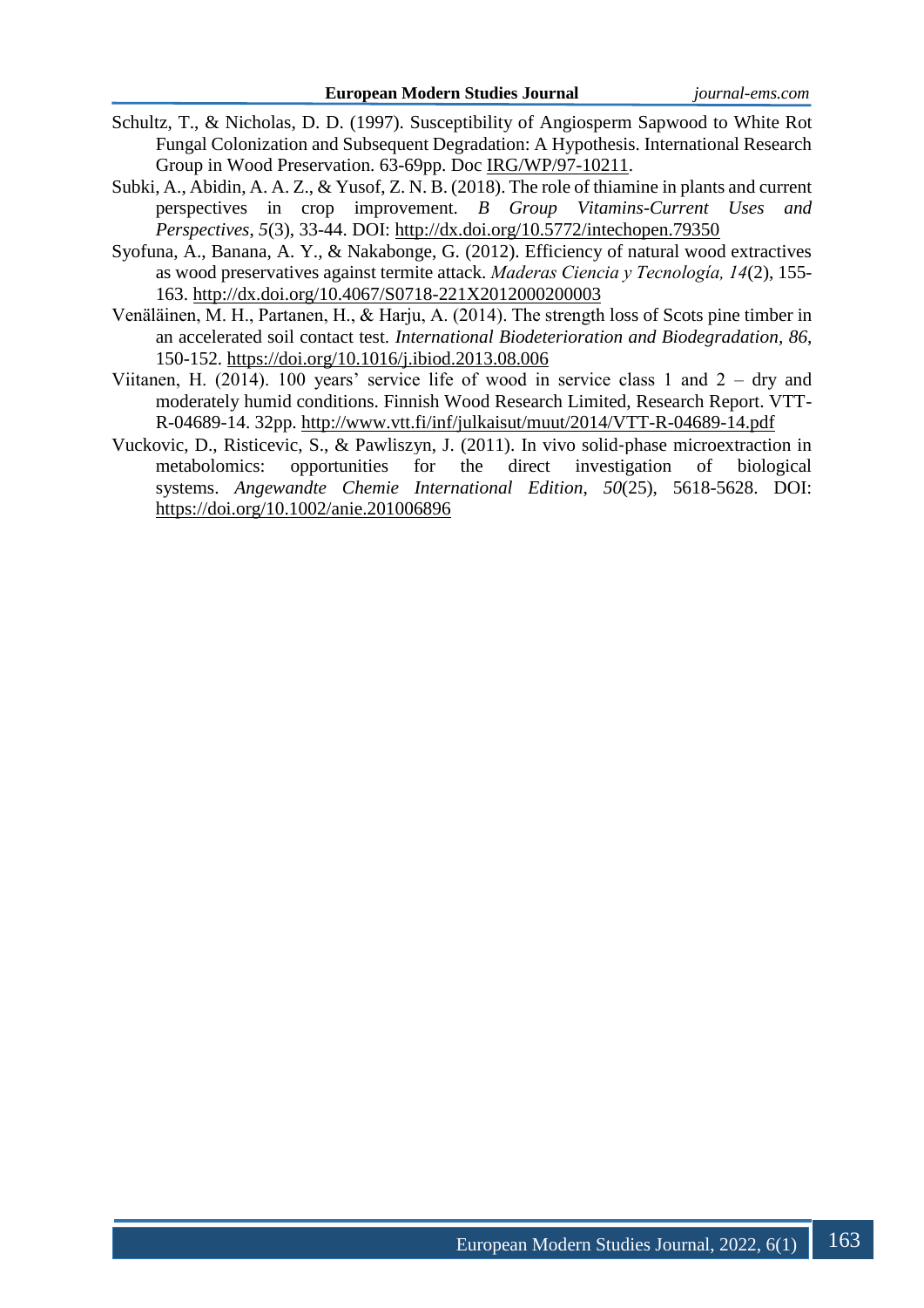Schultz, T., & Nicholas, D. D. (1997). Susceptibility of Angiosperm Sapwood to White Rot Fungal Colonization and Subsequent Degradation: A Hypothesis. International Research Group in Wood Preservation. 63-69pp. Doc IRG/WP/97-10211.

Subki, A., Abidin, A. A. Z., & Yusof, Z. N. B. (2018). The role of thiamine in plants and current perspectives in crop improvement. *B Group Vitamins-Current Uses and Perspectives*, *5*(3), 33-44. DOI: http://dx.doi.org/10.5772/intechopen.79350

Syofuna, A., Banana, A. Y., & Nakabonge, G. (2012). Efficiency of natural wood extractives as wood preservatives against termite attack. *Maderas Ciencia y Tecnología, 14*(2), 155-163. http://dx.doi.org/10.4067/S0718-221X2012000200003

Venäläinen, M. H., Partanen, H., & Harju, A. (2014). The strength loss of Scots pine timber in an accelerated soil contact test. *International Biodeterioration and Biodegradation, 86*, 150-152. https://doi.org/10.1016/j.ibiod.2013.08.006

Viitanen, H. (2014). 100 years' service life of wood in service class 1 and 2 – dry and moderately humid conditions. Finnish Wood Research Limited, Research Report. VTT-R-04689-14. 32pp. http://www.vtt.fi/inf/julkaisut/muut/2014/VTT-R-04689-14.pdf

Vuckovic, D., Risticevic, S., & Pawliszyn, J. (2011). In vivo solid‐phase microextraction in metabolomics: opportunities for the direct investigation of biological systems. *Angewandte Chemie International Edition*, *50*(25), 5618-5628. DOI: https://doi.org/10.1002/anie.201006896